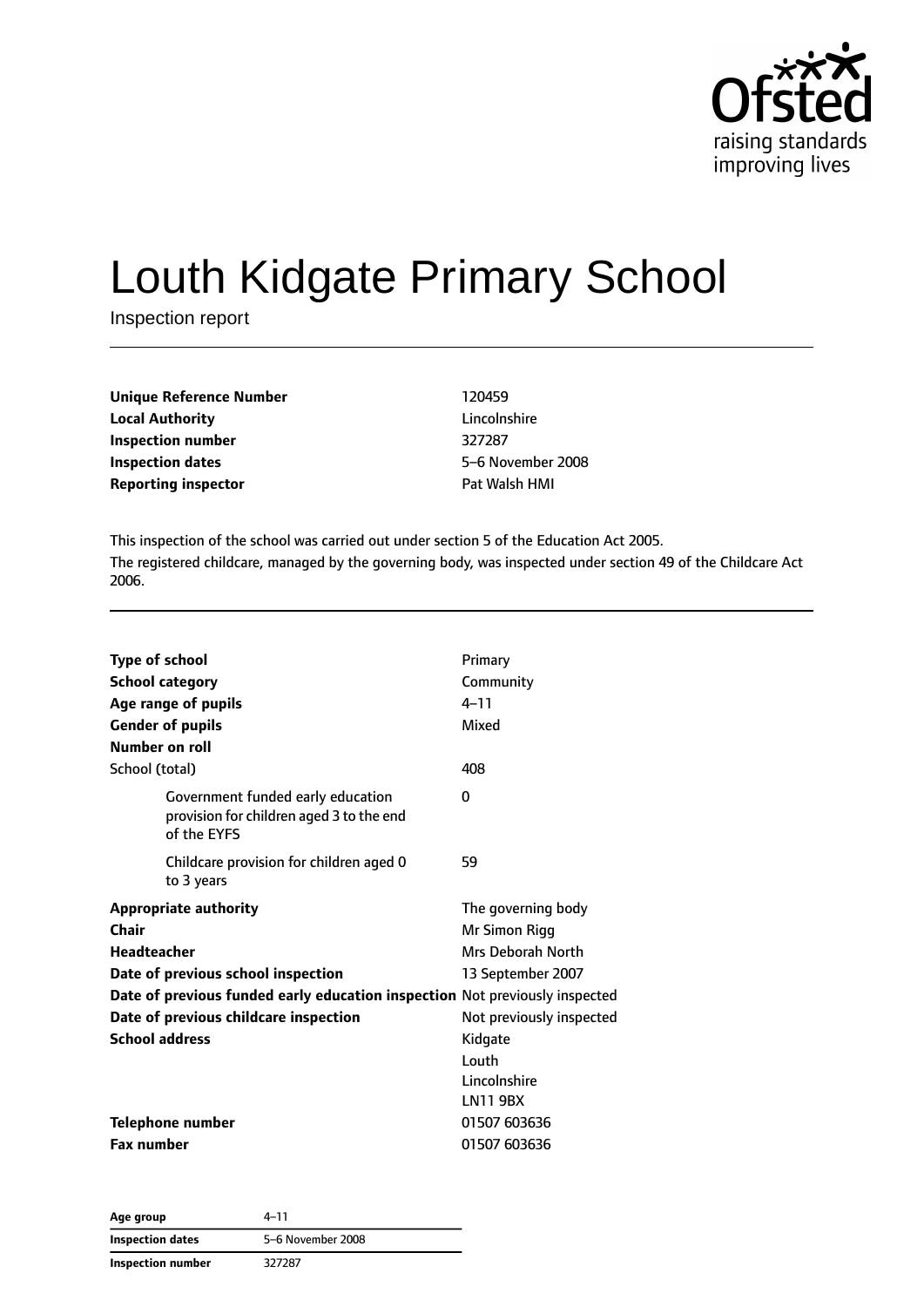Ofsted
raising standards
improving lives

# Louth Kidgate Primary School

Inspection report

| | |
|---|---|
| **Unique Reference Number** | 120459 |
| **Local Authority** | Lincolnshire |
| **Inspection number** | 327287 |
| **Inspection dates** | 5–6 November 2008 |
| **Reporting inspector** | Pat Walsh HMI |

This inspection of the school was carried out under section 5 of the Education Act 2005.

The registered childcare, managed by the governing body, was inspected under section 49 of the Childcare Act 2006.

| | |
|---|---|
| **Type of school** | Primary |
| **School category** | Community |
| **Age range of pupils** | 4–11 |
| **Gender of pupils** | Mixed |
| **Number on roll** | |
| School (total) | 408 |
| Government funded early education provision for children aged 3 to the end of the EYFS | 0 |
| Childcare provision for children aged 0 to 3 years | 59 |
| **Appropriate authority** | The governing body |
| **Chair** | Mr Simon Rigg |
| **Headteacher** | Mrs Deborah North |
| **Date of previous school inspection** | 13 September 2007 |
| **Date of previous funded early education inspection** | Not previously inspected |
| **Date of previous childcare inspection** | Not previously inspected |
| **School address** | Kidgate<br>Louth<br>Lincolnshire<br>LN11 9BX |
| **Telephone number** | 01507 603636 |
| **Fax number** | 01507 603636 |

| | |
|---|---|
| **Age group** | 4–11 |
| **Inspection dates** | 5–6 November 2008 |
| **Inspection number** | 327287 |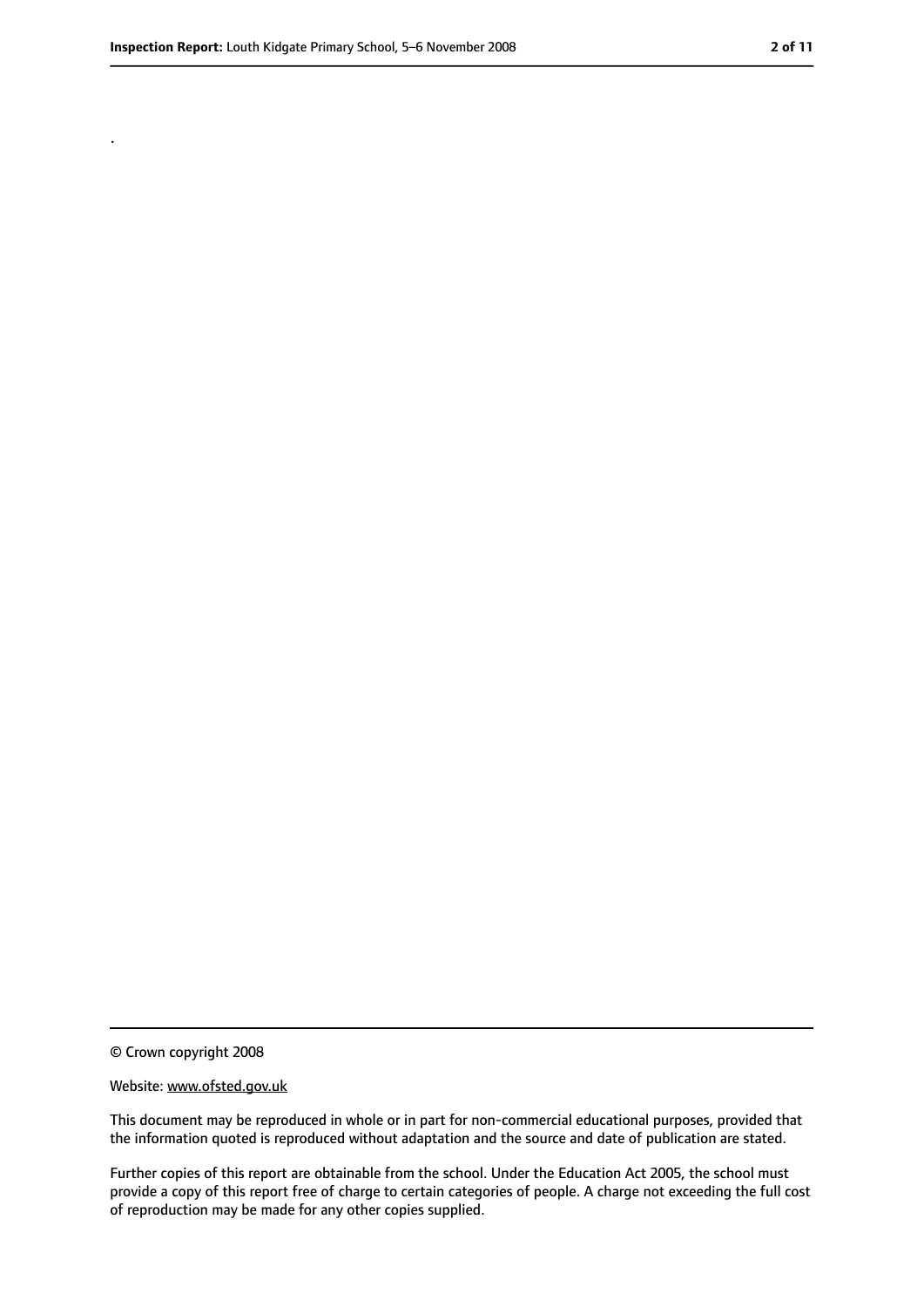.

© Crown copyright 2008

Website: www.ofsted.gov.uk

This document may be reproduced in whole or in part for non-commercial educational purposes, provided that the information quoted is reproduced without adaptation and the source and date of publication are stated.

Further copies of this report are obtainable from the school. Under the Education Act 2005, the school must provide a copy of this report free of charge to certain categories of people. A charge not exceeding the full cost of reproduction may be made for any other copies supplied.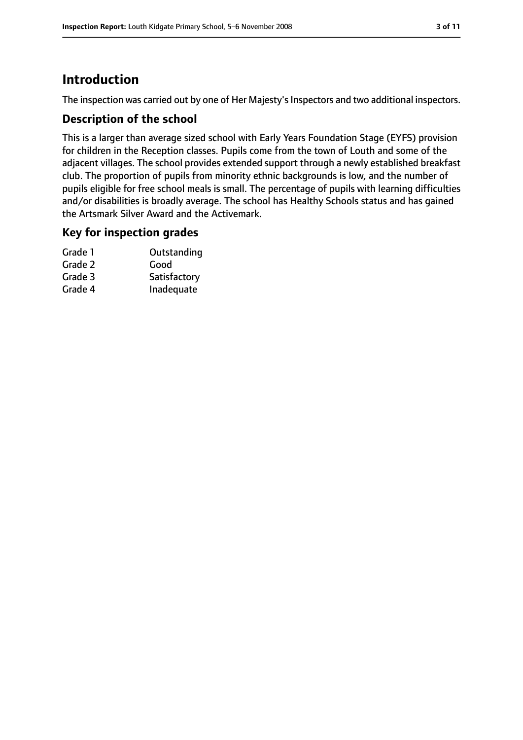# Introduction

The inspection was carried out by one of Her Majesty's Inspectors and two additional inspectors.

## Description of the school

This is a larger than average sized school with Early Years Foundation Stage (EYFS) provision for children in the Reception classes. Pupils come from the town of Louth and some of the adjacent villages. The school provides extended support through a newly established breakfast club. The proportion of pupils from minority ethnic backgrounds is low, and the number of pupils eligible for free school meals is small. The percentage of pupils with learning difficulties and/or disabilities is broadly average. The school has Healthy Schools status and has gained the Artsmark Silver Award and the Activemark.

## Key for inspection grades

| | |
|---|---|
| Grade 1 | Outstanding |
| Grade 2 | Good |
| Grade 3 | Satisfactory |
| Grade 4 | Inadequate |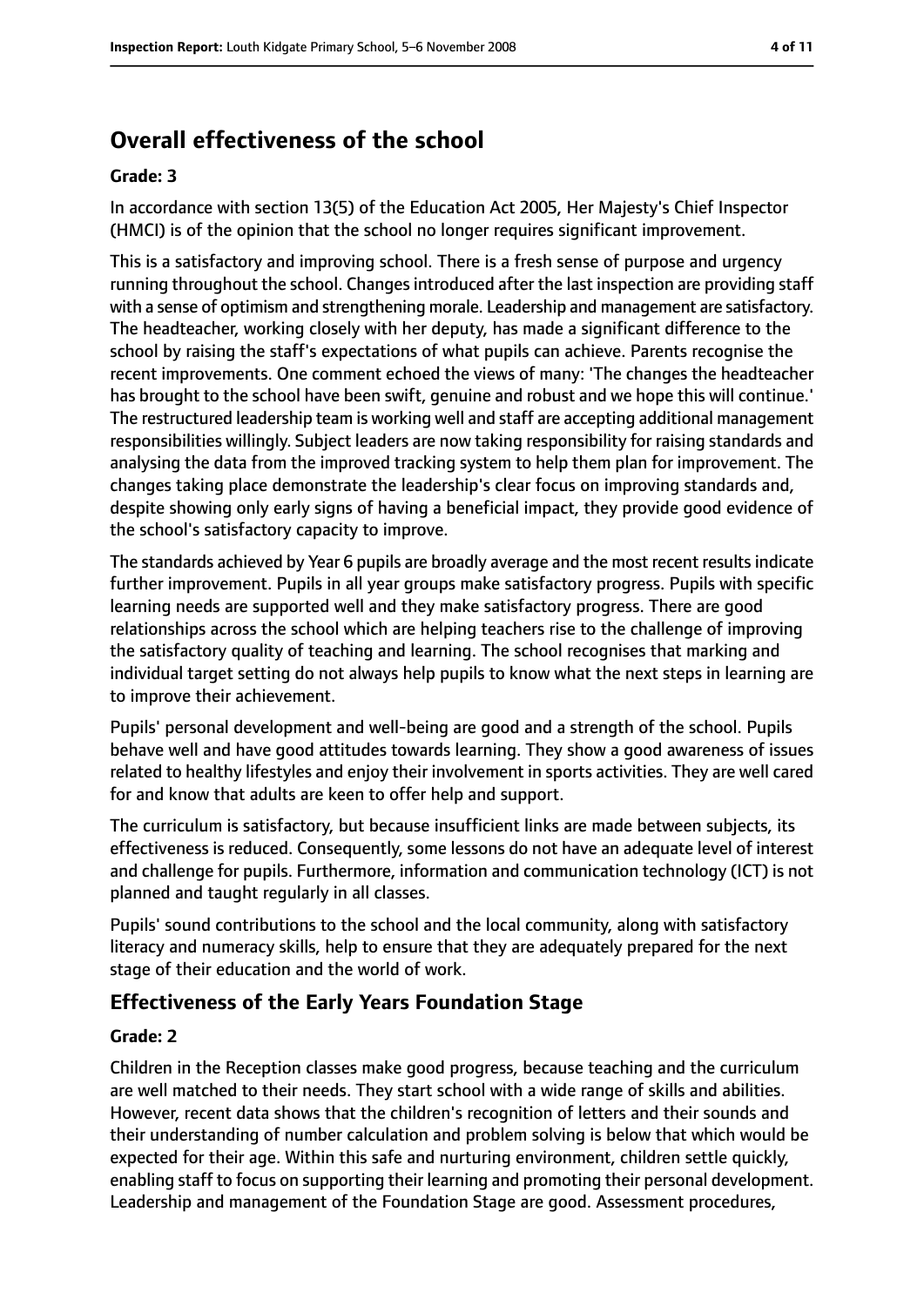## Overall effectiveness of the school

### Grade: 3

In accordance with section 13(5) of the Education Act 2005, Her Majesty's Chief Inspector (HMCI) is of the opinion that the school no longer requires significant improvement.

This is a satisfactory and improving school. There is a fresh sense of purpose and urgency running throughout the school. Changes introduced after the last inspection are providing staff with a sense of optimism and strengthening morale. Leadership and management are satisfactory. The headteacher, working closely with her deputy, has made a significant difference to the school by raising the staff's expectations of what pupils can achieve. Parents recognise the recent improvements. One comment echoed the views of many: 'The changes the headteacher has brought to the school have been swift, genuine and robust and we hope this will continue.' The restructured leadership team is working well and staff are accepting additional management responsibilities willingly. Subject leaders are now taking responsibility for raising standards and analysing the data from the improved tracking system to help them plan for improvement. The changes taking place demonstrate the leadership's clear focus on improving standards and, despite showing only early signs of having a beneficial impact, they provide good evidence of the school's satisfactory capacity to improve.

The standards achieved by Year 6 pupils are broadly average and the most recent results indicate further improvement. Pupils in all year groups make satisfactory progress. Pupils with specific learning needs are supported well and they make satisfactory progress. There are good relationships across the school which are helping teachers rise to the challenge of improving the satisfactory quality of teaching and learning. The school recognises that marking and individual target setting do not always help pupils to know what the next steps in learning are to improve their achievement.

Pupils' personal development and well-being are good and a strength of the school. Pupils behave well and have good attitudes towards learning. They show a good awareness of issues related to healthy lifestyles and enjoy their involvement in sports activities. They are well cared for and know that adults are keen to offer help and support.

The curriculum is satisfactory, but because insufficient links are made between subjects, its effectiveness is reduced. Consequently, some lessons do not have an adequate level of interest and challenge for pupils. Furthermore, information and communication technology (ICT) is not planned and taught regularly in all classes.

Pupils' sound contributions to the school and the local community, along with satisfactory literacy and numeracy skills, help to ensure that they are adequately prepared for the next stage of their education and the world of work.

## Effectiveness of the Early Years Foundation Stage

### Grade: 2

Children in the Reception classes make good progress, because teaching and the curriculum are well matched to their needs. They start school with a wide range of skills and abilities. However, recent data shows that the children's recognition of letters and their sounds and their understanding of number calculation and problem solving is below that which would be expected for their age. Within this safe and nurturing environment, children settle quickly, enabling staff to focus on supporting their learning and promoting their personal development. Leadership and management of the Foundation Stage are good. Assessment procedures,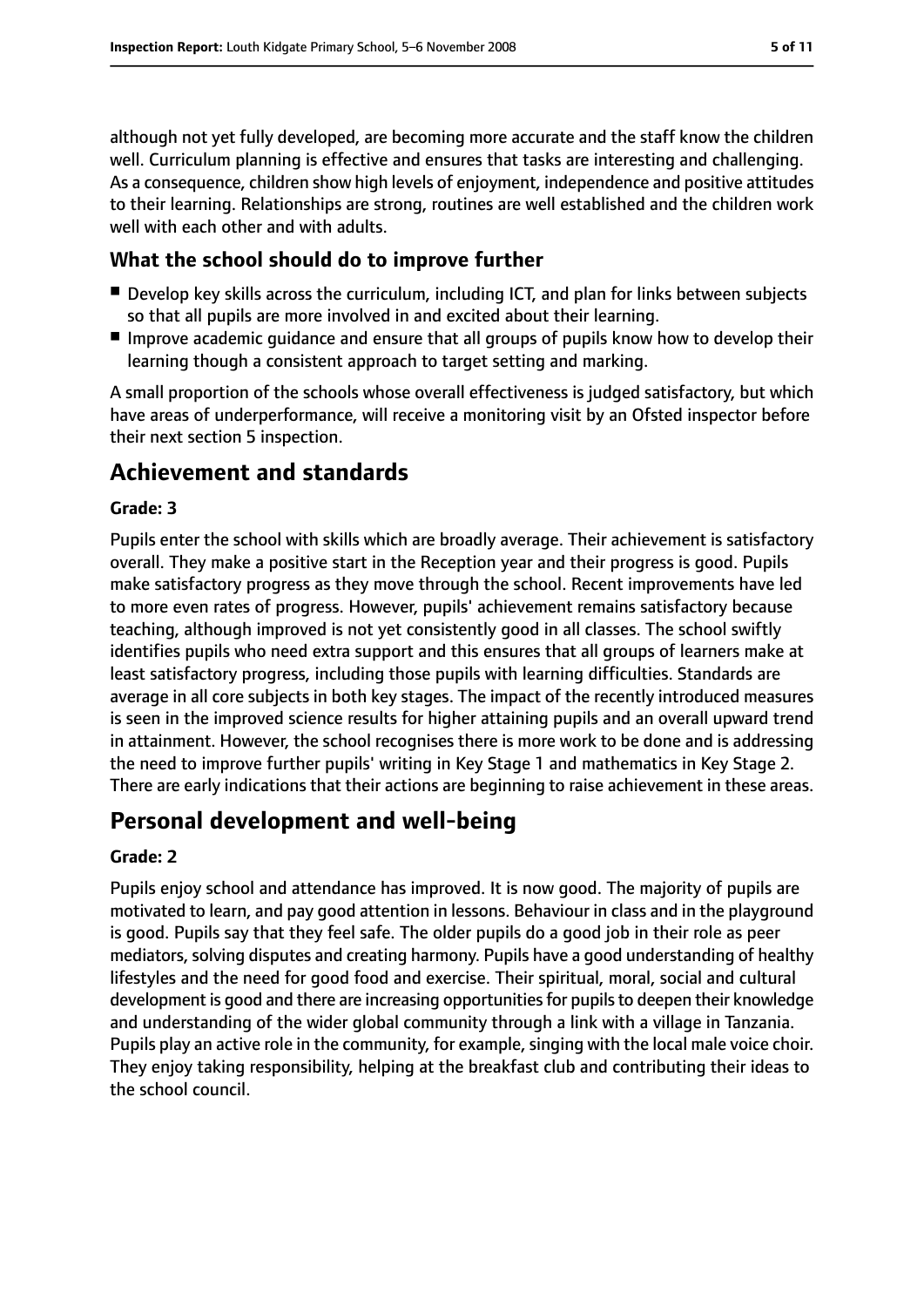although not yet fully developed, are becoming more accurate and the staff know the children well. Curriculum planning is effective and ensures that tasks are interesting and challenging. As a consequence, children show high levels of enjoyment, independence and positive attitudes to their learning. Relationships are strong, routines are well established and the children work well with each other and with adults.

### What the school should do to improve further

- Develop key skills across the curriculum, including ICT, and plan for links between subjects so that all pupils are more involved in and excited about their learning.
- Improve academic guidance and ensure that all groups of pupils know how to develop their learning though a consistent approach to target setting and marking.

A small proportion of the schools whose overall effectiveness is judged satisfactory, but which have areas of underperformance, will receive a monitoring visit by an Ofsted inspector before their next section 5 inspection.

## Achievement and standards

#### Grade: 3

Pupils enter the school with skills which are broadly average. Their achievement is satisfactory overall. They make a positive start in the Reception year and their progress is good. Pupils make satisfactory progress as they move through the school. Recent improvements have led to more even rates of progress. However, pupils' achievement remains satisfactory because teaching, although improved is not yet consistently good in all classes. The school swiftly identifies pupils who need extra support and this ensures that all groups of learners make at least satisfactory progress, including those pupils with learning difficulties. Standards are average in all core subjects in both key stages. The impact of the recently introduced measures is seen in the improved science results for higher attaining pupils and an overall upward trend in attainment. However, the school recognises there is more work to be done and is addressing the need to improve further pupils' writing in Key Stage 1 and mathematics in Key Stage 2. There are early indications that their actions are beginning to raise achievement in these areas.

## Personal development and well-being

#### Grade: 2

Pupils enjoy school and attendance has improved. It is now good. The majority of pupils are motivated to learn, and pay good attention in lessons. Behaviour in class and in the playground is good. Pupils say that they feel safe. The older pupils do a good job in their role as peer mediators, solving disputes and creating harmony. Pupils have a good understanding of healthy lifestyles and the need for good food and exercise. Their spiritual, moral, social and cultural development is good and there are increasing opportunities for pupils to deepen their knowledge and understanding of the wider global community through a link with a village in Tanzania. Pupils play an active role in the community, for example, singing with the local male voice choir. They enjoy taking responsibility, helping at the breakfast club and contributing their ideas to the school council.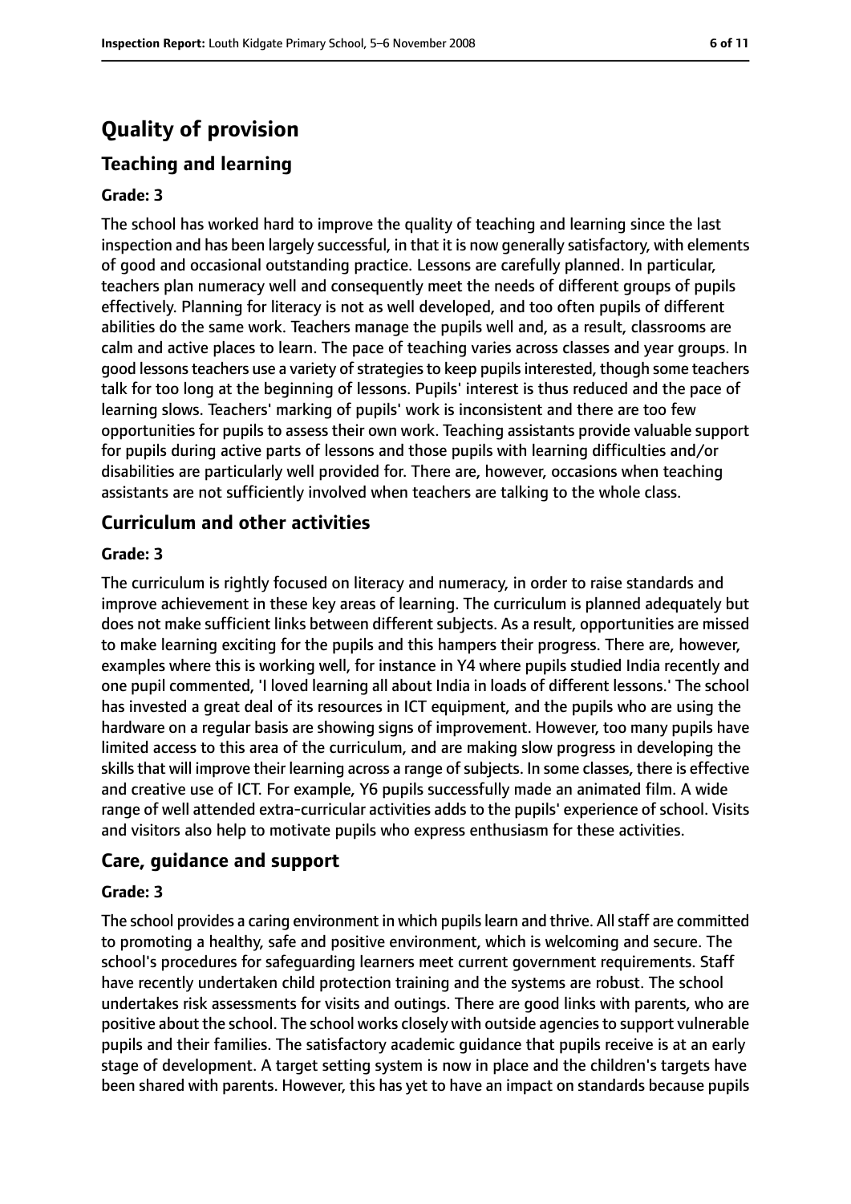# Quality of provision

## Teaching and learning

### Grade: 3

The school has worked hard to improve the quality of teaching and learning since the last inspection and has been largely successful, in that it is now generally satisfactory, with elements of good and occasional outstanding practice. Lessons are carefully planned. In particular, teachers plan numeracy well and consequently meet the needs of different groups of pupils effectively. Planning for literacy is not as well developed, and too often pupils of different abilities do the same work. Teachers manage the pupils well and, as a result, classrooms are calm and active places to learn. The pace of teaching varies across classes and year groups. In good lessons teachers use a variety of strategies to keep pupils interested, though some teachers talk for too long at the beginning of lessons. Pupils' interest is thus reduced and the pace of learning slows. Teachers' marking of pupils' work is inconsistent and there are too few opportunities for pupils to assess their own work. Teaching assistants provide valuable support for pupils during active parts of lessons and those pupils with learning difficulties and/or disabilities are particularly well provided for. There are, however, occasions when teaching assistants are not sufficiently involved when teachers are talking to the whole class.

## Curriculum and other activities

### Grade: 3

The curriculum is rightly focused on literacy and numeracy, in order to raise standards and improve achievement in these key areas of learning. The curriculum is planned adequately but does not make sufficient links between different subjects. As a result, opportunities are missed to make learning exciting for the pupils and this hampers their progress. There are, however, examples where this is working well, for instance in Y4 where pupils studied India recently and one pupil commented, 'I loved learning all about India in loads of different lessons.' The school has invested a great deal of its resources in ICT equipment, and the pupils who are using the hardware on a regular basis are showing signs of improvement. However, too many pupils have limited access to this area of the curriculum, and are making slow progress in developing the skills that will improve their learning across a range of subjects. In some classes, there is effective and creative use of ICT. For example, Y6 pupils successfully made an animated film. A wide range of well attended extra-curricular activities adds to the pupils' experience of school. Visits and visitors also help to motivate pupils who express enthusiasm for these activities.

## Care, guidance and support

### Grade: 3

The school provides a caring environment in which pupils learn and thrive. All staff are committed to promoting a healthy, safe and positive environment, which is welcoming and secure. The school's procedures for safeguarding learners meet current government requirements. Staff have recently undertaken child protection training and the systems are robust. The school undertakes risk assessments for visits and outings. There are good links with parents, who are positive about the school. The school works closely with outside agencies to support vulnerable pupils and their families. The satisfactory academic guidance that pupils receive is at an early stage of development. A target setting system is now in place and the children's targets have been shared with parents. However, this has yet to have an impact on standards because pupils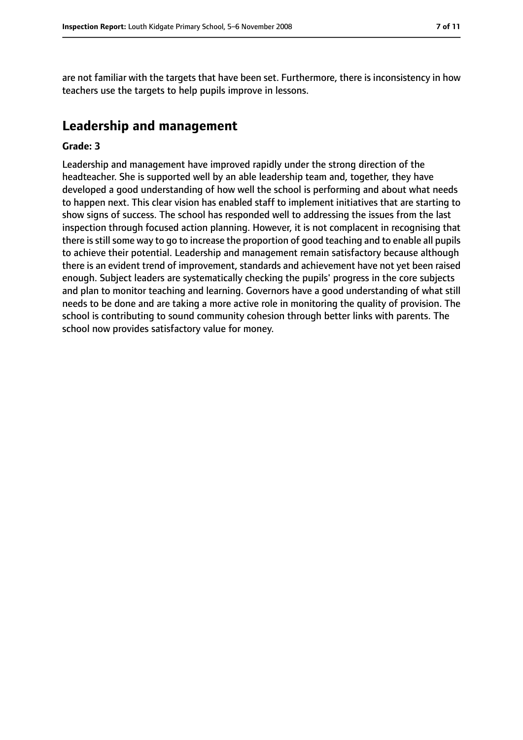are not familiar with the targets that have been set. Furthermore, there is inconsistency in how teachers use the targets to help pupils improve in lessons.

## Leadership and management

**Grade: 3**

Leadership and management have improved rapidly under the strong direction of the headteacher. She is supported well by an able leadership team and, together, they have developed a good understanding of how well the school is performing and about what needs to happen next. This clear vision has enabled staff to implement initiatives that are starting to show signs of success. The school has responded well to addressing the issues from the last inspection through focused action planning. However, it is not complacent in recognising that there is still some way to go to increase the proportion of good teaching and to enable all pupils to achieve their potential. Leadership and management remain satisfactory because although there is an evident trend of improvement, standards and achievement have not yet been raised enough. Subject leaders are systematically checking the pupils' progress in the core subjects and plan to monitor teaching and learning. Governors have a good understanding of what still needs to be done and are taking a more active role in monitoring the quality of provision. The school is contributing to sound community cohesion through better links with parents. The school now provides satisfactory value for money.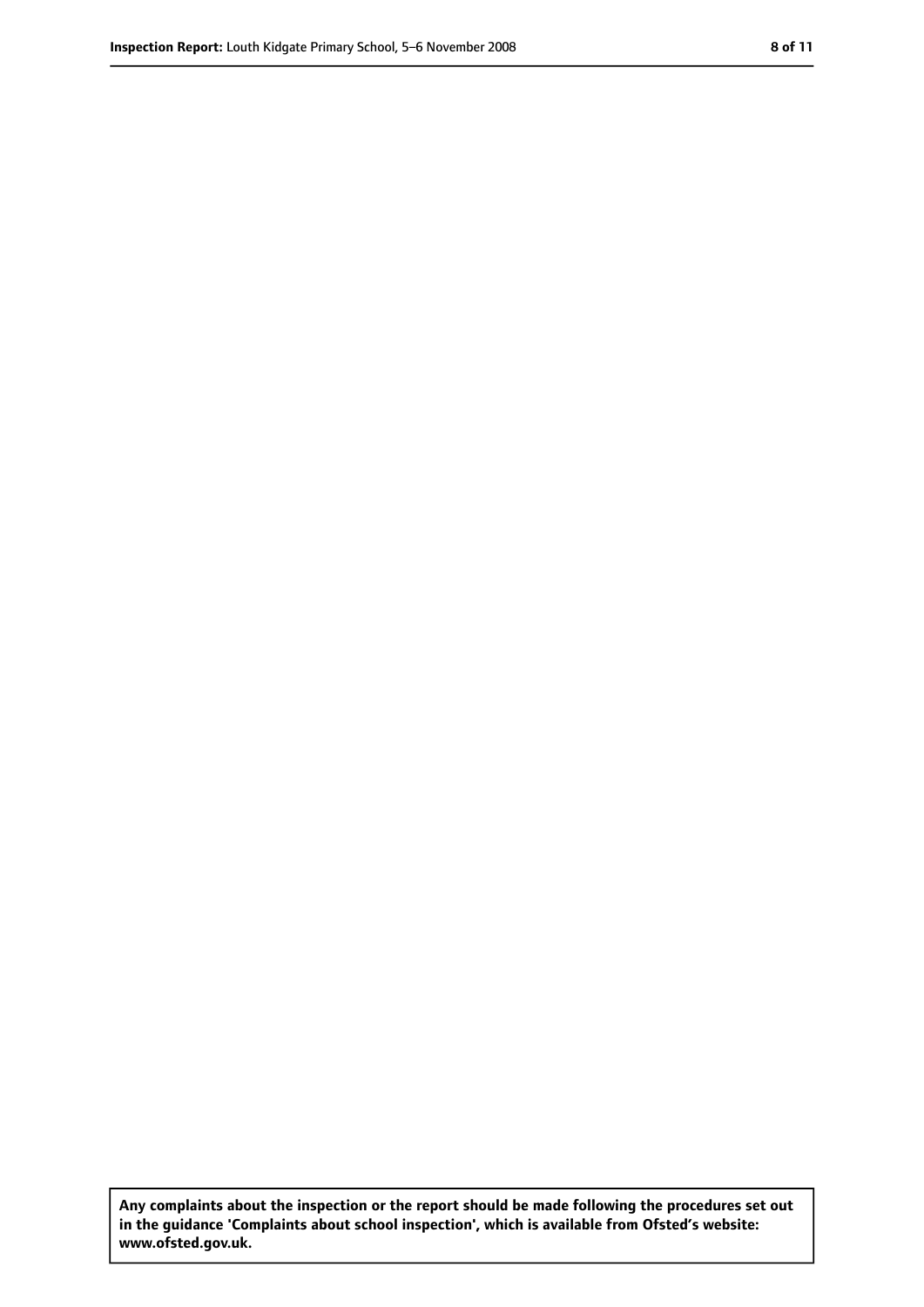**Any complaints about the inspection or the report should be made following the procedures set out in the guidance 'Complaints about school inspection', which is available from Ofsted's website: www.ofsted.gov.uk.**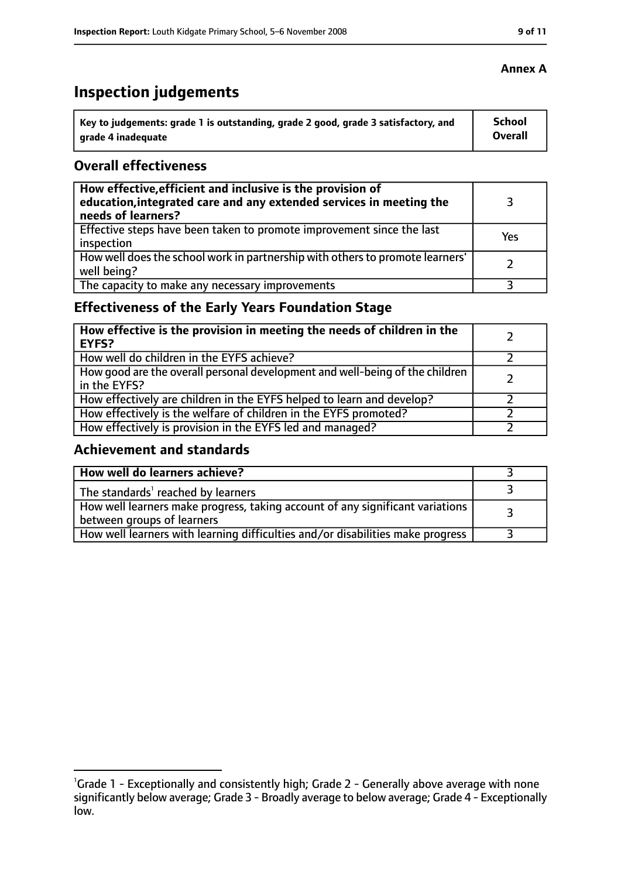**Annex A**

# Inspection judgements

| Key to judgements: grade 1 is outstanding, grade 2 good, grade 3 satisfactory, and grade 4 inadequate | School Overall |
|---|---|

## Overall effectiveness

| | |
|---|---|
| **How effective, efficient and inclusive is the provision of education, integrated care and any extended services in meeting the needs of learners?** | 3 |
| Effective steps have been taken to promote improvement since the last inspection | Yes |
| How well does the school work in partnership with others to promote learners' well being? | 2 |
| The capacity to make any necessary improvements | 3 |

## Effectiveness of the Early Years Foundation Stage

| | |
|---|---|
| **How effective is the provision in meeting the needs of children in the EYFS?** | 2 |
| How well do children in the EYFS achieve? | 2 |
| How good are the overall personal development and well-being of the children in the EYFS? | 2 |
| How effectively are children in the EYFS helped to learn and develop? | 2 |
| How effectively is the welfare of children in the EYFS promoted? | 2 |
| How effectively is provision in the EYFS led and managed? | 2 |

## Achievement and standards

| | |
|---|---|
| **How well do learners achieve?** | 3 |
| The standards[1] reached by learners | 3 |
| How well learners make progress, taking account of any significant variations between groups of learners | 3 |
| How well learners with learning difficulties and/or disabilities make progress | 3 |

[1]Grade 1 - Exceptionally and consistently high; Grade 2 - Generally above average with none significantly below average; Grade 3 - Broadly average to below average; Grade 4 - Exceptionally low.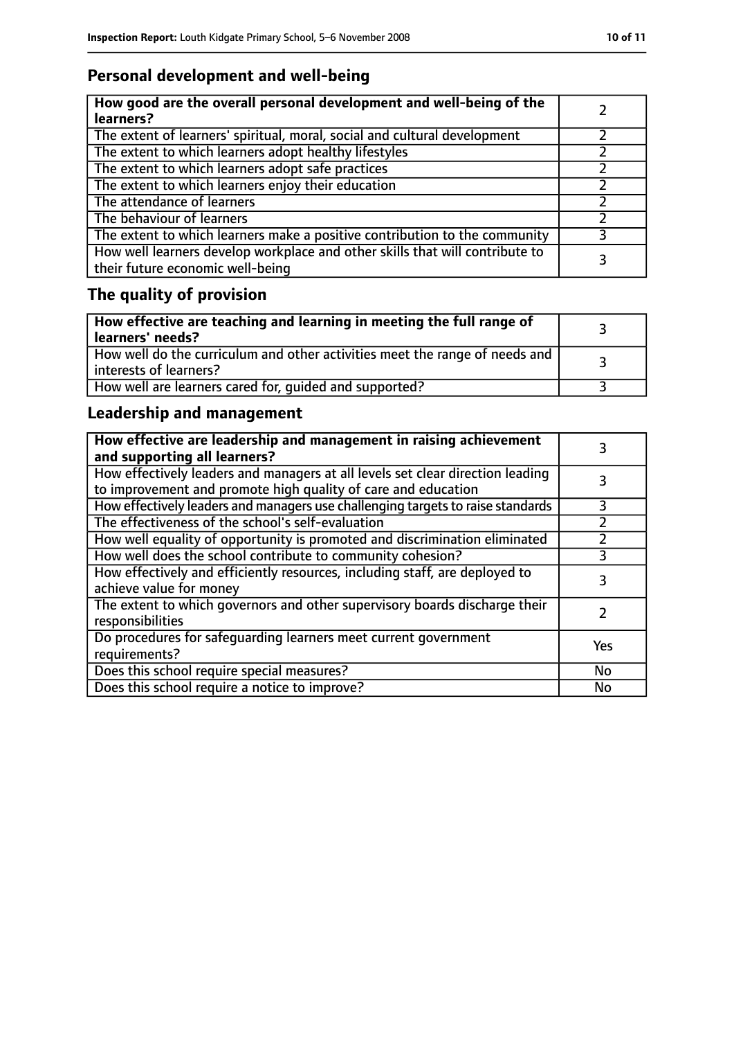## Personal development and well-being

| **How good are the overall personal development and well-being of the learners?** | 2 |
|---|---|
| The extent of learners' spiritual, moral, social and cultural development | 2 |
| The extent to which learners adopt healthy lifestyles | 2 |
| The extent to which learners adopt safe practices | 2 |
| The extent to which learners enjoy their education | 2 |
| The attendance of learners | 2 |
| The behaviour of learners | 2 |
| The extent to which learners make a positive contribution to the community | 3 |
| How well learners develop workplace and other skills that will contribute to their future economic well-being | 3 |

## The quality of provision

| **How effective are teaching and learning in meeting the full range of learners' needs?** | 3 |
|---|---|
| How well do the curriculum and other activities meet the range of needs and interests of learners? | 3 |
| How well are learners cared for, guided and supported? | 3 |

## Leadership and management

| **How effective are leadership and management in raising achievement and supporting all learners?** | 3 |
|---|---|
| How effectively leaders and managers at all levels set clear direction leading to improvement and promote high quality of care and education | 3 |
| How effectively leaders and managers use challenging targets to raise standards | 3 |
| The effectiveness of the school's self-evaluation | 2 |
| How well equality of opportunity is promoted and discrimination eliminated | 2 |
| How well does the school contribute to community cohesion? | 3 |
| How effectively and efficiently resources, including staff, are deployed to achieve value for money | 3 |
| The extent to which governors and other supervisory boards discharge their responsibilities | 2 |
| Do procedures for safeguarding learners meet current government requirements? | Yes |
| Does this school require special measures? | No |
| Does this school require a notice to improve? | No |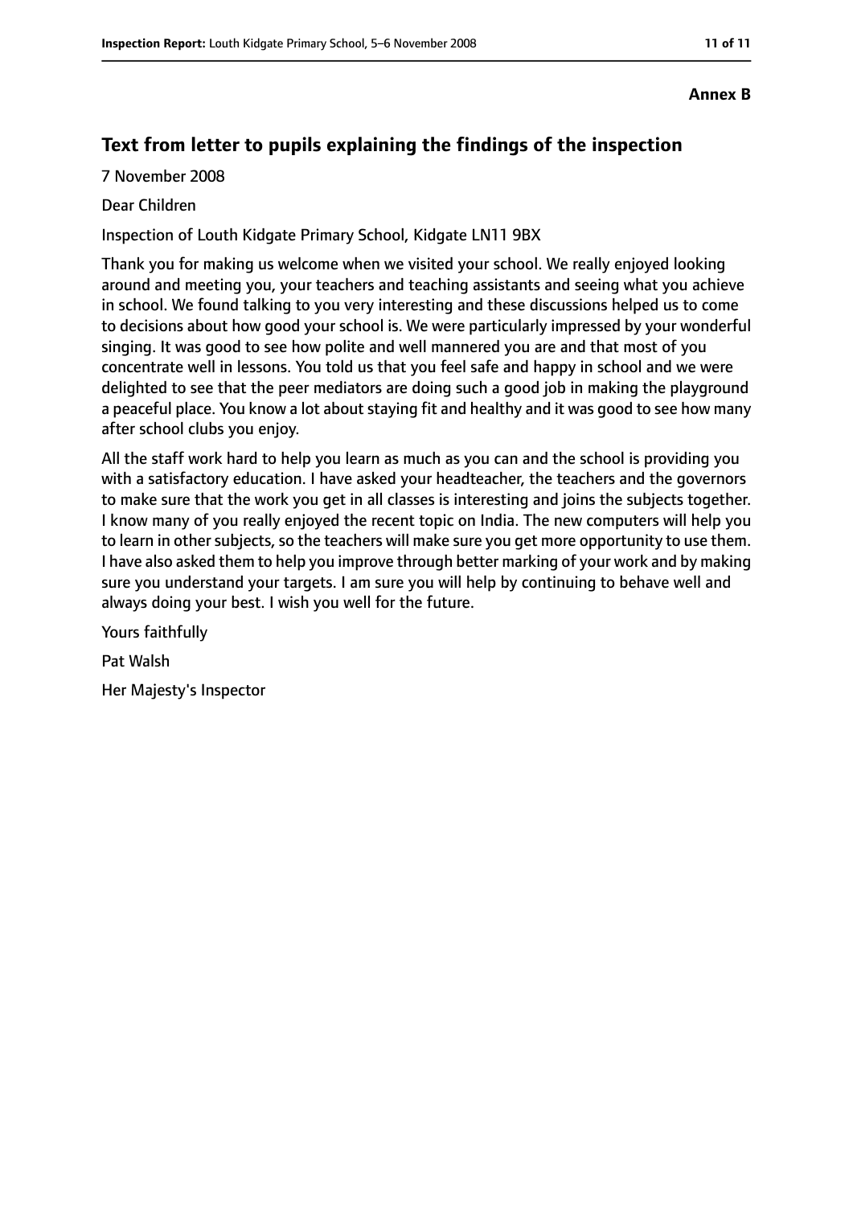**Annex B**

## Text from letter to pupils explaining the findings of the inspection

7 November 2008

Dear Children

Inspection of Louth Kidgate Primary School, Kidgate LN11 9BX

Thank you for making us welcome when we visited your school. We really enjoyed looking around and meeting you, your teachers and teaching assistants and seeing what you achieve in school. We found talking to you very interesting and these discussions helped us to come to decisions about how good your school is. We were particularly impressed by your wonderful singing. It was good to see how polite and well mannered you are and that most of you concentrate well in lessons. You told us that you feel safe and happy in school and we were delighted to see that the peer mediators are doing such a good job in making the playground a peaceful place. You know a lot about staying fit and healthy and it was good to see how many after school clubs you enjoy.

All the staff work hard to help you learn as much as you can and the school is providing you with a satisfactory education. I have asked your headteacher, the teachers and the governors to make sure that the work you get in all classes is interesting and joins the subjects together. I know many of you really enjoyed the recent topic on India. The new computers will help you to learn in other subjects, so the teachers will make sure you get more opportunity to use them. I have also asked them to help you improve through better marking of your work and by making sure you understand your targets. I am sure you will help by continuing to behave well and always doing your best. I wish you well for the future.

Yours faithfully

Pat Walsh

Her Majesty's Inspector